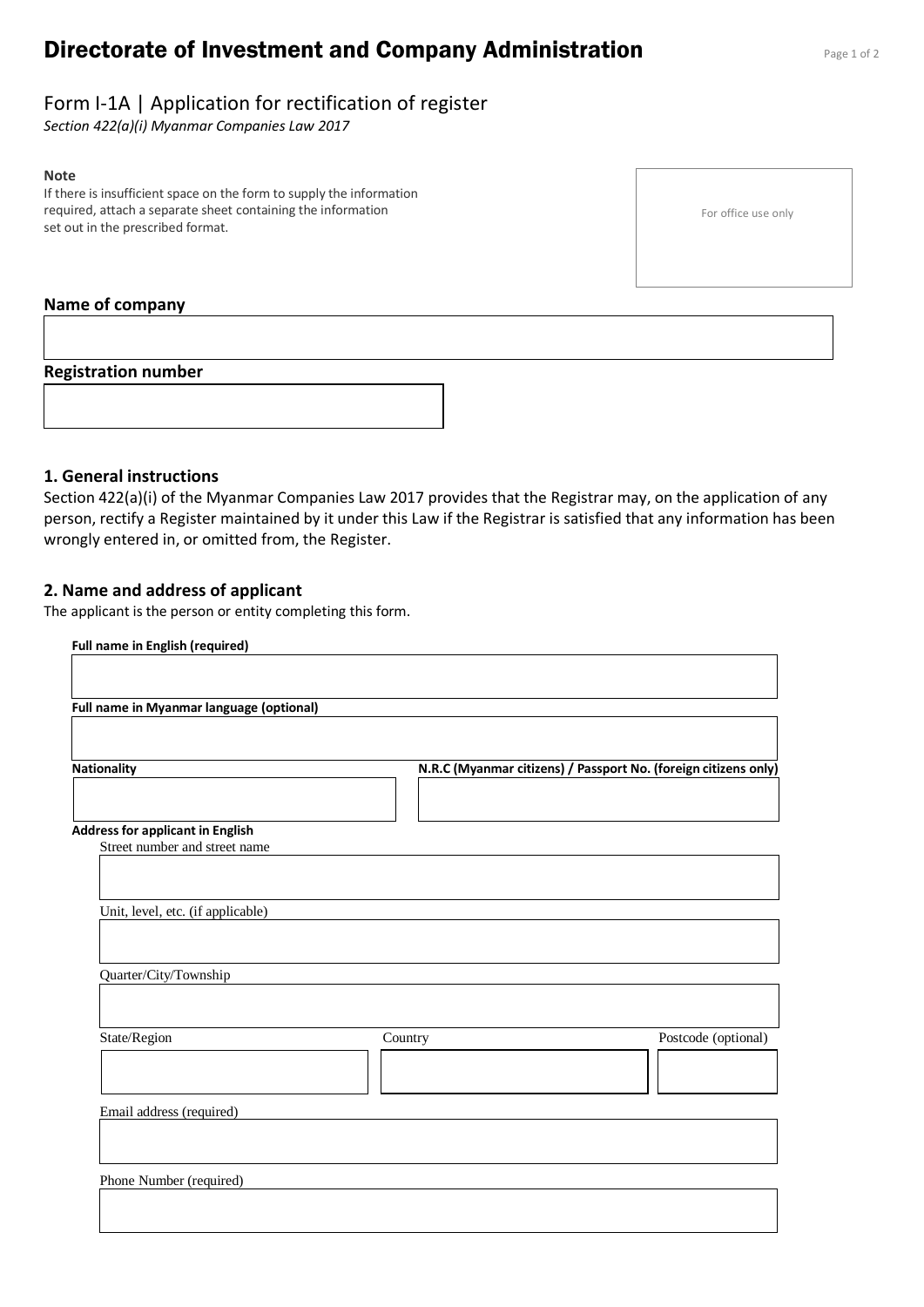# Directorate of Investment and Company Administration

## Form I-1A | Application for rectification of register

*Section 422(a)(i) Myanmar Companies Law 2017*

**Note**

If there is insufficient space on the form to supply the information required, attach a separate sheet containing the information set out in the prescribed format.

For office use only

**Name of company**

**Registration number**

### 1. General instructions

Section 422(a)(i) of the Myanmar Companies Law 2017 provides that the Registrar may, on the application of any person, rectify a Register maintained by it under this Law if the Registrar is satisfied that any information has been wrongly entered in, or omitted from, the Register.

### 2. Name and address of applicant

The applicant is the person or entity completing this form.

**Full name in English (required)**

**Full name in Myanmar language (optional)**

**Nationality**

**N.R.C (Myanmar citizens) / Passport No. (foreign citizens only)**

**Address for applicant in English**

Street number and street name

Unit, level, etc. (if applicable)

Quarter/City/Township

State/Region

Country

Postcode (optional)

Email address (required)

Phone Number (required)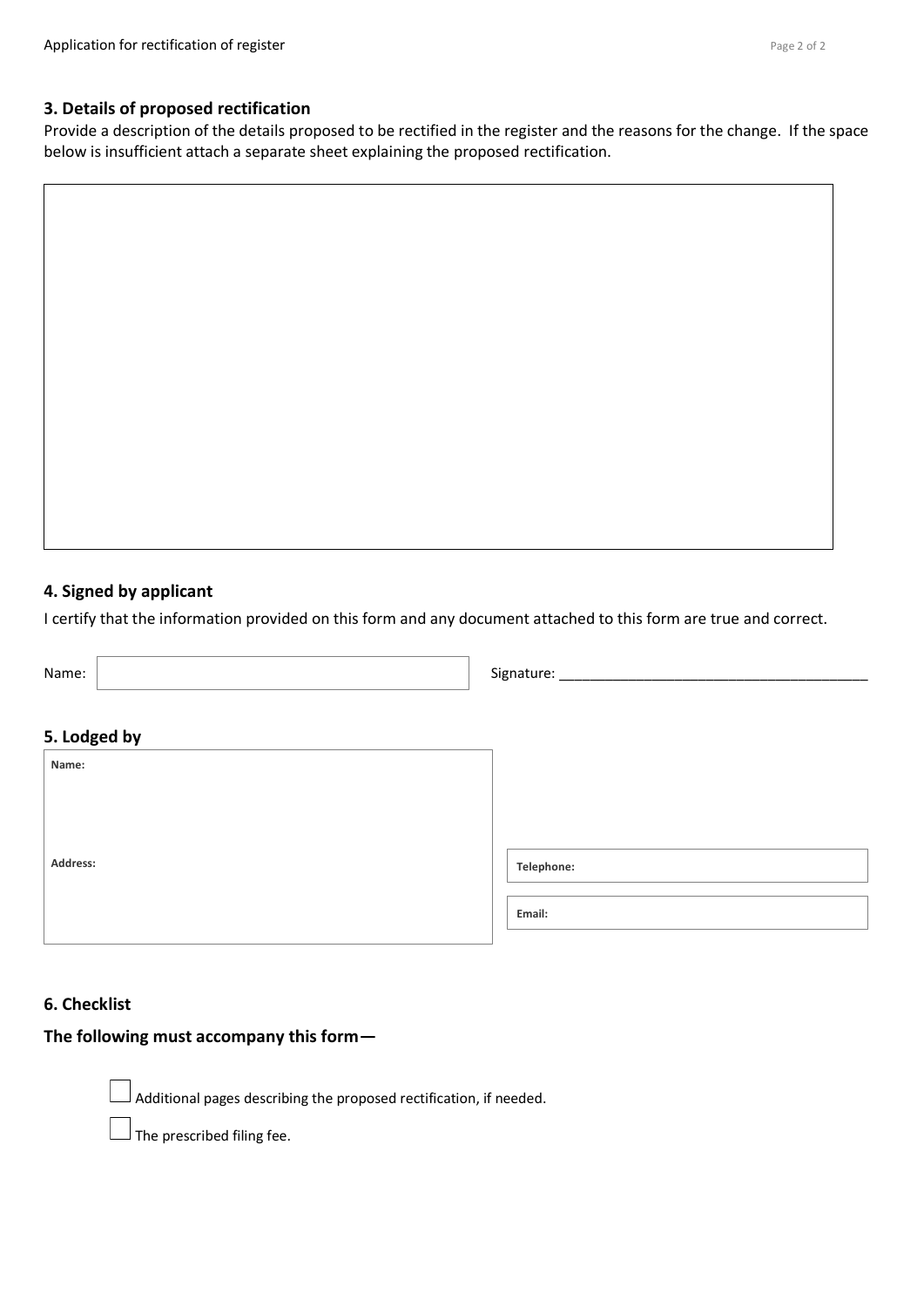### 3. Details of proposed rectification

Provide a description of the details proposed to be rectified in the register and the reasons for the change. If the space below is insufficient attach a separate sheet explaining the proposed rectification.

### 4. Signed by applicant

I certify that the information provided on this form and any document attached to this form are true and correct.

Name:

Signature: ______________________________________

### 5. Lodged by

**Name:**

**Address:**

**Telephone:**

**Email:**

### 6. Checklist

**The following must accompany this form—**

- ☐ Additional pages describing the proposed rectification, if needed.
- ☐ The prescribed filing fee.